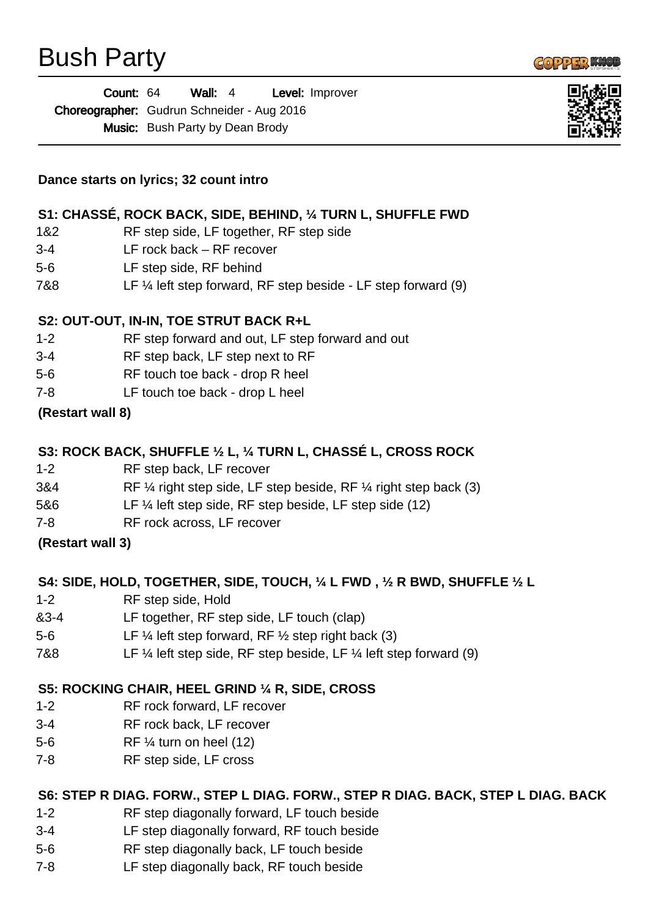# Bush Party

**Count:** 64 **Wall:** 4 **Level:** Improver

**Choreographer:** Gudrun Schneider - Aug 2016

**Music:** Bush Party by Dean Brody

**Dance starts on lyrics; 32 count intro**

### S1: CHASSÉ, ROCK BACK, SIDE, BEHIND, ¼ TURN L, SHUFFLE FWD

| | |
|---|---|
| 1&2 | RF step side, LF together, RF step side |
| 3-4 | LF rock back – RF recover |
| 5-6 | LF step side, RF behind |
| 7&8 | LF ¼ left step forward, RF step beside - LF step forward (9) |

### S2: OUT-OUT, IN-IN, TOE STRUT BACK R+L

| | |
|---|---|
| 1-2 | RF step forward and out, LF step forward and out |
| 3-4 | RF step back, LF step next to RF |
| 5-6 | RF touch toe back - drop R heel |
| 7-8 | LF touch toe back - drop L heel |

**(Restart wall 8)**

### S3: ROCK BACK, SHUFFLE ½ L, ¼ TURN L, CHASSÉ L, CROSS ROCK

| | |
|---|---|
| 1-2 | RF step back, LF recover |
| 3&4 | RF ¼ right step side, LF step beside, RF ¼ right step back (3) |
| 5&6 | LF ¼ left step side, RF step beside, LF step side (12) |
| 7-8 | RF rock across, LF recover |

**(Restart wall 3)**

### S4: SIDE, HOLD, TOGETHER, SIDE, TOUCH, ¼ L FWD , ½ R BWD, SHUFFLE ½ L

| | |
|---|---|
| 1-2 | RF step side, Hold |
| &3-4 | LF together, RF step side, LF touch (clap) |
| 5-6 | LF ¼ left step forward, RF ½ step right back (3) |
| 7&8 | LF ¼ left step side, RF step beside, LF ¼ left step forward (9) |

### S5: ROCKING CHAIR, HEEL GRIND ¼ R, SIDE, CROSS

| | |
|---|---|
| 1-2 | RF rock forward, LF recover |
| 3-4 | RF rock back, LF recover |
| 5-6 | RF ¼ turn on heel (12) |
| 7-8 | RF step side, LF cross |

### S6: STEP R DIAG. FORW., STEP L DIAG. FORW., STEP R DIAG. BACK, STEP L DIAG. BACK

| | |
|---|---|
| 1-2 | RF step diagonally forward, LF touch beside |
| 3-4 | LF step diagonally forward, RF touch beside |
| 5-6 | RF step diagonally back, LF touch beside |
| 7-8 | LF step diagonally back, RF touch beside |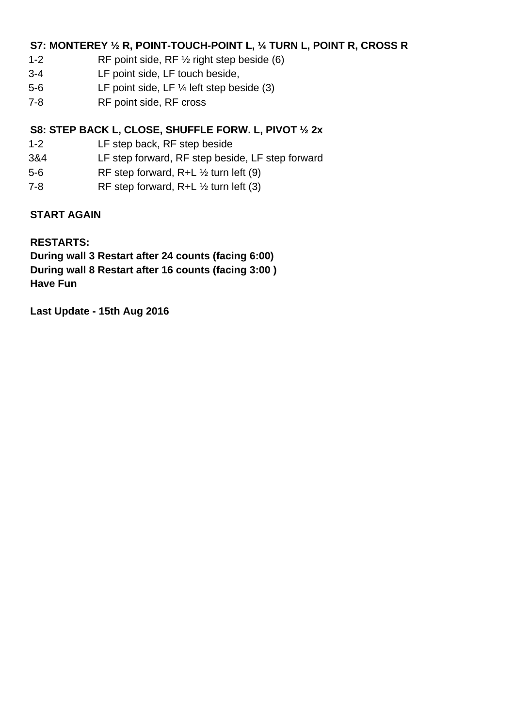**S7: MONTEREY ½ R, POINT-TOUCH-POINT L, ¼ TURN L, POINT R, CROSS R**

| | |
|---|---|
| 1-2 | RF point side, RF ½ right step beside (6) |
| 3-4 | LF point side, LF touch beside, |
| 5-6 | LF point side, LF ¼ left step beside (3) |
| 7-8 | RF point side, RF cross |

**S8: STEP BACK L, CLOSE, SHUFFLE FORW. L, PIVOT ½ 2x**

| | |
|---|---|
| 1-2 | LF step back, RF step beside |
| 3&4 | LF step forward, RF step beside, LF step forward |
| 5-6 | RF step forward, R+L ½ turn left (9) |
| 7-8 | RF step forward, R+L ½ turn left (3) |

**START AGAIN**

**RESTARTS:**
**During wall 3 Restart after 24 counts (facing 6:00)**
**During wall 8 Restart after 16 counts (facing 3:00 )**
**Have Fun**

**Last Update - 15th Aug 2016**